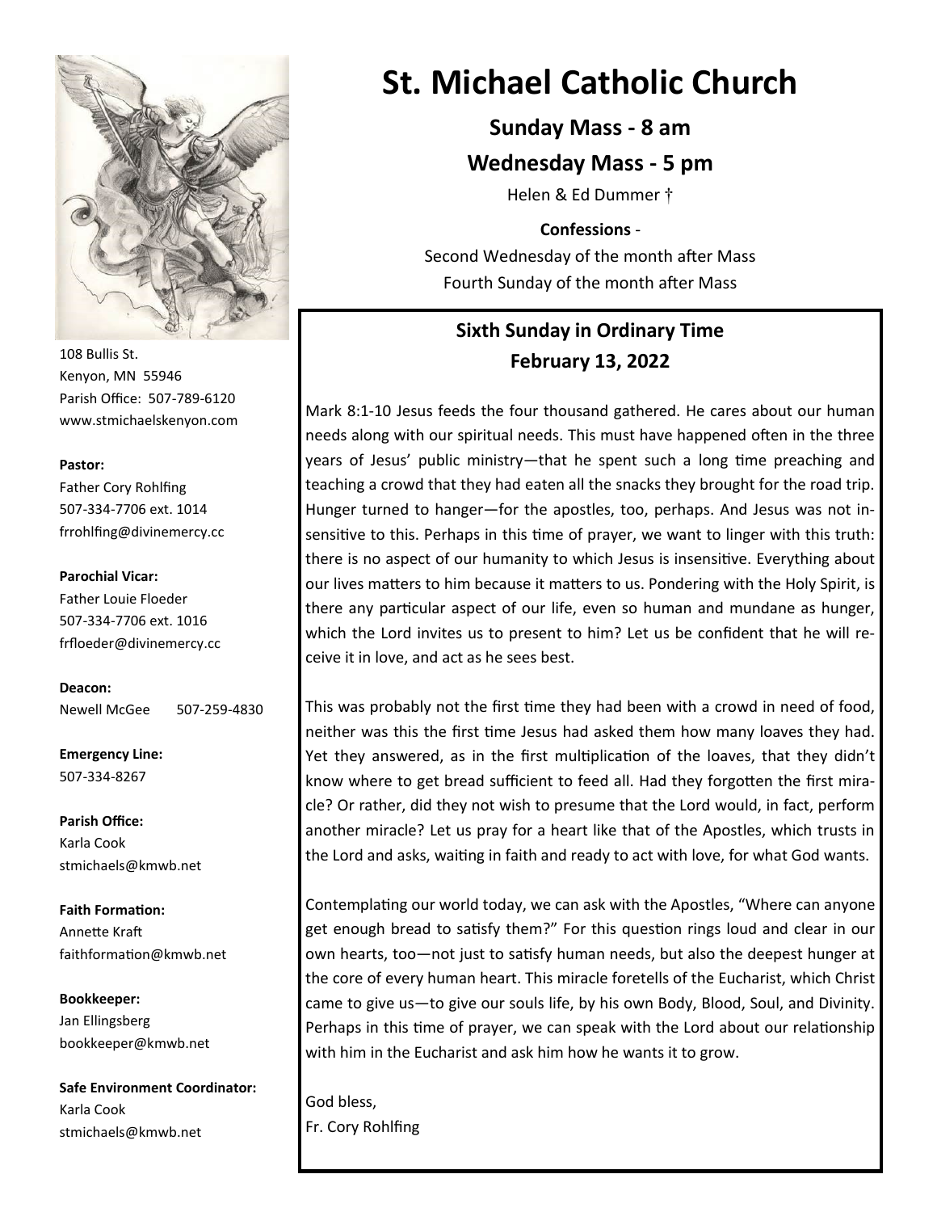# St. Michael Catholic Church

**Sunday Mass - 8 am**

**Wednesday Mass - 5 pm**

Helen & Ed Dummer †

**Confessions** -

Second Wednesday of the month after Mass

Fourth Sunday of the month after Mass

## Sixth Sunday in Ordinary Time
## February 13, 2022

Mark 8:1-10 Jesus feeds the four thousand gathered. He cares about our human needs along with our spiritual needs. This must have happened often in the three years of Jesus' public ministry—that he spent such a long time preaching and teaching a crowd that they had eaten all the snacks they brought for the road trip. Hunger turned to hanger—for the apostles, too, perhaps. And Jesus was not insensitive to this. Perhaps in this time of prayer, we want to linger with this truth: there is no aspect of our humanity to which Jesus is insensitive. Everything about our lives matters to him because it matters to us. Pondering with the Holy Spirit, is there any particular aspect of our life, even so human and mundane as hunger, which the Lord invites us to present to him? Let us be confident that he will receive it in love, and act as he sees best.

This was probably not the first time they had been with a crowd in need of food, neither was this the first time Jesus had asked them how many loaves they had. Yet they answered, as in the first multiplication of the loaves, that they didn't know where to get bread sufficient to feed all. Had they forgotten the first miracle? Or rather, did they not wish to presume that the Lord would, in fact, perform another miracle? Let us pray for a heart like that of the Apostles, which trusts in the Lord and asks, waiting in faith and ready to act with love, for what God wants.

Contemplating our world today, we can ask with the Apostles, "Where can anyone get enough bread to satisfy them?" For this question rings loud and clear in our own hearts, too—not just to satisfy human needs, but also the deepest hunger at the core of every human heart. This miracle foretells of the Eucharist, which Christ came to give us—to give our souls life, by his own Body, Blood, Soul, and Divinity. Perhaps in this time of prayer, we can speak with the Lord about our relationship with him in the Eucharist and ask him how he wants it to grow.

God bless,
Fr. Cory Rohlfing

---

108 Bullis St.
Kenyon, MN 55946
Parish Office: 507-789-6120
www.stmichaelskenyon.com

**Pastor:**
Father Cory Rohlfing
507-334-7706 ext. 1014
frrohlfing@divinemercy.cc

**Parochial Vicar:**
Father Louie Floeder
507-334-7706 ext. 1016
frfloeder@divinemercy.cc

**Deacon:**
Newell McGee 507-259-4830

**Emergency Line:**
507-334-8267

**Parish Office:**
Karla Cook
stmichaels@kmwb.net

**Faith Formation:**
Annette Kraft
faithformation@kmwb.net

**Bookkeeper:**
Jan Ellingsberg
bookkeeper@kmwb.net

**Safe Environment Coordinator:**
Karla Cook
stmichaels@kmwb.net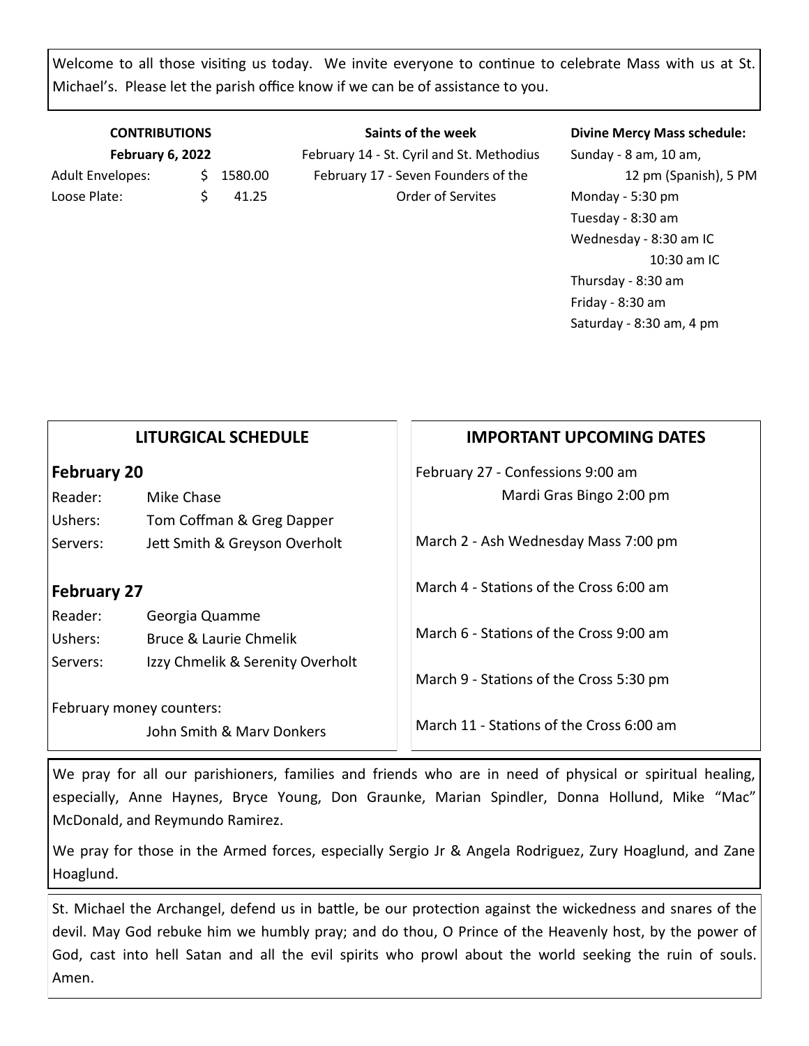Welcome to all those visiting us today. We invite everyone to continue to celebrate Mass with us at St. Michael's. Please let the parish office know if we can be of assistance to you.

**CONTRIBUTIONS**
**February 6, 2022**

| | |
|---|---|
| Adult Envelopes: | $ 1580.00 |
| Loose Plate: | $ 41.25 |

**Saints of the week**

February 14 - St. Cyril and St. Methodius
February 17 - Seven Founders of the Order of Servites

**Divine Mercy Mass schedule:**

Sunday - 8 am, 10 am, 12 pm (Spanish), 5 PM
Monday - 5:30 pm
Tuesday - 8:30 am
Wednesday - 8:30 am IC
10:30 am IC
Thursday - 8:30 am
Friday - 8:30 am
Saturday - 8:30 am, 4 pm

## LITURGICAL SCHEDULE

### February 20

| | |
|---|---|
| Reader: | Mike Chase |
| Ushers: | Tom Coffman & Greg Dapper |
| Servers: | Jett Smith & Greyson Overholt |

### February 27

| | |
|---|---|
| Reader: | Georgia Quamme |
| Ushers: | Bruce & Laurie Chmelik |
| Servers: | Izzy Chmelik & Serenity Overholt |

February money counters:
John Smith & Marv Donkers

## IMPORTANT UPCOMING DATES

February 27 - Confessions 9:00 am
Mardi Gras Bingo 2:00 pm

March 2 - Ash Wednesday Mass 7:00 pm

March 4 - Stations of the Cross 6:00 am

March 6 - Stations of the Cross 9:00 am

March 9 - Stations of the Cross 5:30 pm

March 11 - Stations of the Cross 6:00 am

We pray for all our parishioners, families and friends who are in need of physical or spiritual healing, especially, Anne Haynes, Bryce Young, Don Graunke, Marian Spindler, Donna Hollund, Mike "Mac" McDonald, and Reymundo Ramirez.

We pray for those in the Armed forces, especially Sergio Jr & Angela Rodriguez, Zury Hoaglund, and Zane Hoaglund.

St. Michael the Archangel, defend us in battle, be our protection against the wickedness and snares of the devil. May God rebuke him we humbly pray; and do thou, O Prince of the Heavenly host, by the power of God, cast into hell Satan and all the evil spirits who prowl about the world seeking the ruin of souls. Amen.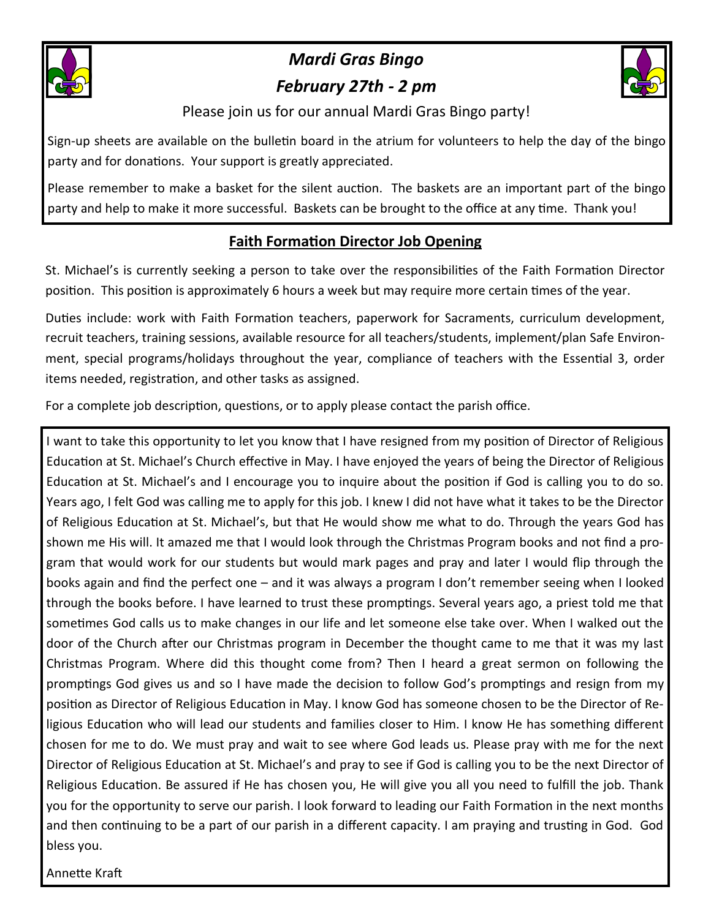## *Mardi Gras Bingo*

## *February 27th - 2 pm*

Please join us for our annual Mardi Gras Bingo party!

Sign-up sheets are available on the bulletin board in the atrium for volunteers to help the day of the bingo party and for donations. Your support is greatly appreciated.

Please remember to make a basket for the silent auction. The baskets are an important part of the bingo party and help to make it more successful. Baskets can be brought to the office at any time. Thank you!

## Faith Formation Director Job Opening

St. Michael's is currently seeking a person to take over the responsibilities of the Faith Formation Director position. This position is approximately 6 hours a week but may require more certain times of the year.

Duties include: work with Faith Formation teachers, paperwork for Sacraments, curriculum development, recruit teachers, training sessions, available resource for all teachers/students, implement/plan Safe Environment, special programs/holidays throughout the year, compliance of teachers with the Essential 3, order items needed, registration, and other tasks as assigned.

For a complete job description, questions, or to apply please contact the parish office.

I want to take this opportunity to let you know that I have resigned from my position of Director of Religious Education at St. Michael's Church effective in May. I have enjoyed the years of being the Director of Religious Education at St. Michael's and I encourage you to inquire about the position if God is calling you to do so. Years ago, I felt God was calling me to apply for this job. I knew I did not have what it takes to be the Director of Religious Education at St. Michael's, but that He would show me what to do. Through the years God has shown me His will. It amazed me that I would look through the Christmas Program books and not find a program that would work for our students but would mark pages and pray and later I would flip through the books again and find the perfect one – and it was always a program I don't remember seeing when I looked through the books before. I have learned to trust these promptings. Several years ago, a priest told me that sometimes God calls us to make changes in our life and let someone else take over. When I walked out the door of the Church after our Christmas program in December the thought came to me that it was my last Christmas Program. Where did this thought come from? Then I heard a great sermon on following the promptings God gives us and so I have made the decision to follow God's promptings and resign from my position as Director of Religious Education in May. I know God has someone chosen to be the Director of Religious Education who will lead our students and families closer to Him. I know He has something different chosen for me to do. We must pray and wait to see where God leads us. Please pray with me for the next Director of Religious Education at St. Michael's and pray to see if God is calling you to be the next Director of Religious Education. Be assured if He has chosen you, He will give you all you need to fulfill the job. Thank you for the opportunity to serve our parish. I look forward to leading our Faith Formation in the next months and then continuing to be a part of our parish in a different capacity. I am praying and trusting in God. God bless you.

Annette Kraft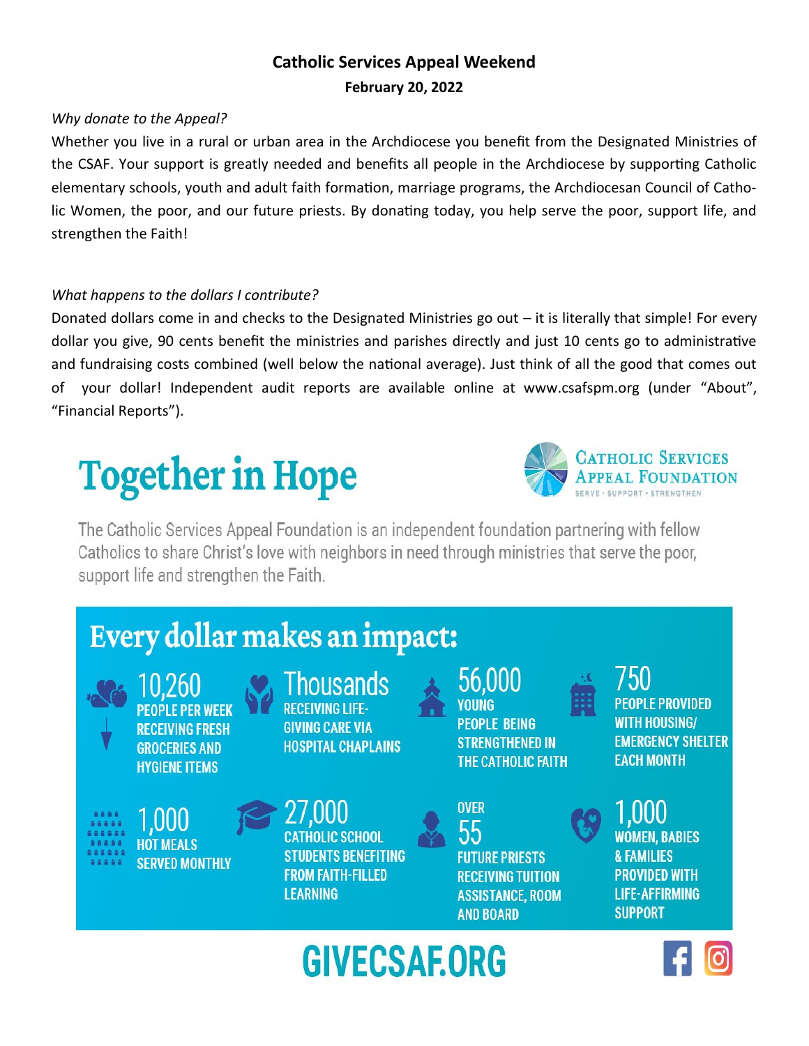# Catholic Services Appeal Weekend

**February 20, 2022**

*Why donate to the Appeal?*

Whether you live in a rural or urban area in the Archdiocese you benefit from the Designated Ministries of the CSAF. Your support is greatly needed and benefits all people in the Archdiocese by supporting Catholic elementary schools, youth and adult faith formation, marriage programs, the Archdiocesan Council of Catholic Women, the poor, and our future priests. By donating today, you help serve the poor, support life, and strengthen the Faith!

*What happens to the dollars I contribute?*

Donated dollars come in and checks to the Designated Ministries go out – it is literally that simple! For every dollar you give, 90 cents benefit the ministries and parishes directly and just 10 cents go to administrative and fundraising costs combined (well below the national average). Just think of all the good that comes out of your dollar! Independent audit reports are available online at www.csafspm.org (under "About", "Financial Reports").

## Together in Hope

CATHOLIC SERVICES APPEAL FOUNDATION
SERVE • SUPPORT • STRENGTHEN

The Catholic Services Appeal Foundation is an independent foundation partnering with fellow Catholics to share Christ's love with neighbors in need through ministries that serve the poor, support life and strengthen the Faith.

## Every dollar makes an impact:

- **10,260** PEOPLE PER WEEK RECEIVING FRESH GROCERIES AND HYGIENE ITEMS
- **Thousands** RECEIVING LIFE-GIVING CARE VIA HOSPITAL CHAPLAINS
- **56,000** YOUNG PEOPLE BEING STRENGTHENED IN THE CATHOLIC FAITH
- **750** PEOPLE PROVIDED WITH HOUSING/ EMERGENCY SHELTER EACH MONTH
- **1,000** HOT MEALS SERVED MONTHLY
- **27,000** CATHOLIC SCHOOL STUDENTS BENEFITING FROM FAITH-FILLED LEARNING
- **OVER 55** FUTURE PRIESTS RECEIVING TUITION ASSISTANCE, ROOM AND BOARD
- **1,000** WOMEN, BABIES & FAMILIES PROVIDED WITH LIFE-AFFIRMING SUPPORT

**GIVECSAF.ORG**